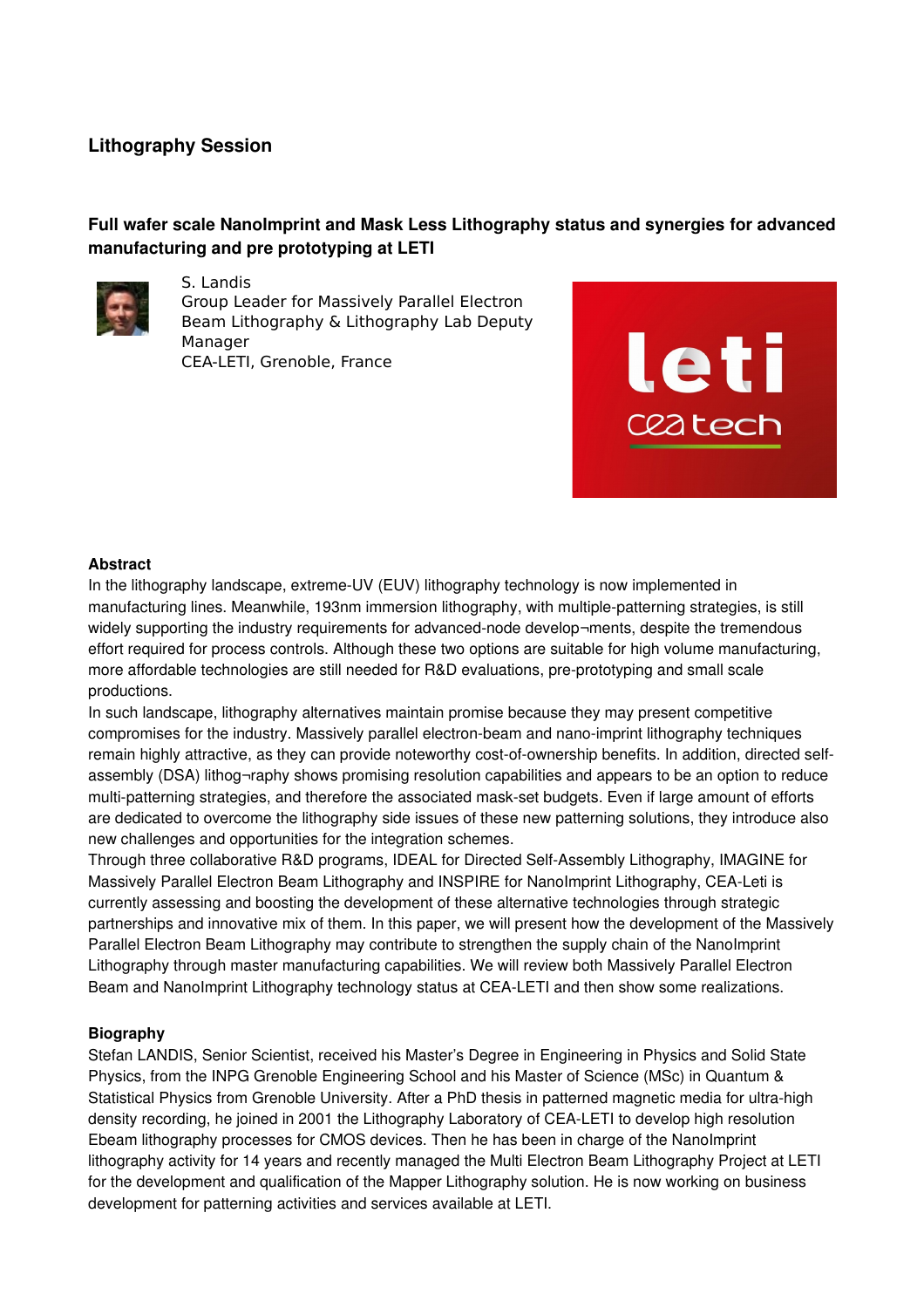## Lithography Session

### Full wafer scale NanoImprint and Mask Less Lithography status and synergies for advanced manufacturing and pre prototyping at LETI

S. Landis
Group Leader for Massively Parallel Electron Beam Lithography & Lithography Lab Deputy Manager
CEA-LETI, Grenoble, France

**Abstract**

In the lithography landscape, extreme-UV (EUV) lithography technology is now implemented in manufacturing lines. Meanwhile, 193nm immersion lithography, with multiple-patterning strategies, is still widely supporting the industry requirements for advanced-node develop¬ments, despite the tremendous effort required for process controls. Although these two options are suitable for high volume manufacturing, more affordable technologies are still needed for R&D evaluations, pre-prototyping and small scale productions.

In such landscape, lithography alternatives maintain promise because they may present competitive compromises for the industry. Massively parallel electron-beam and nano-imprint lithography techniques remain highly attractive, as they can provide noteworthy cost-of-ownership benefits. In addition, directed self-assembly (DSA) lithog¬raphy shows promising resolution capabilities and appears to be an option to reduce multi-patterning strategies, and therefore the associated mask-set budgets. Even if large amount of efforts are dedicated to overcome the lithography side issues of these new patterning solutions, they introduce also new challenges and opportunities for the integration schemes.

Through three collaborative R&D programs, IDEAL for Directed Self-Assembly Lithography, IMAGINE for Massively Parallel Electron Beam Lithography and INSPIRE for NanoImprint Lithography, CEA-Leti is currently assessing and boosting the development of these alternative technologies through strategic partnerships and innovative mix of them. In this paper, we will present how the development of the Massively Parallel Electron Beam Lithography may contribute to strengthen the supply chain of the NanoImprint Lithography through master manufacturing capabilities. We will review both Massively Parallel Electron Beam and NanoImprint Lithography technology status at CEA-LETI and then show some realizations.

**Biography**

Stefan LANDIS, Senior Scientist, received his Master's Degree in Engineering in Physics and Solid State Physics, from the INPG Grenoble Engineering School and his Master of Science (MSc) in Quantum & Statistical Physics from Grenoble University. After a PhD thesis in patterned magnetic media for ultra-high density recording, he joined in 2001 the Lithography Laboratory of CEA-LETI to develop high resolution Ebeam lithography processes for CMOS devices. Then he has been in charge of the NanoImprint lithography activity for 14 years and recently managed the Multi Electron Beam Lithography Project at LETI for the development and qualification of the Mapper Lithography solution. He is now working on business development for patterning activities and services available at LETI.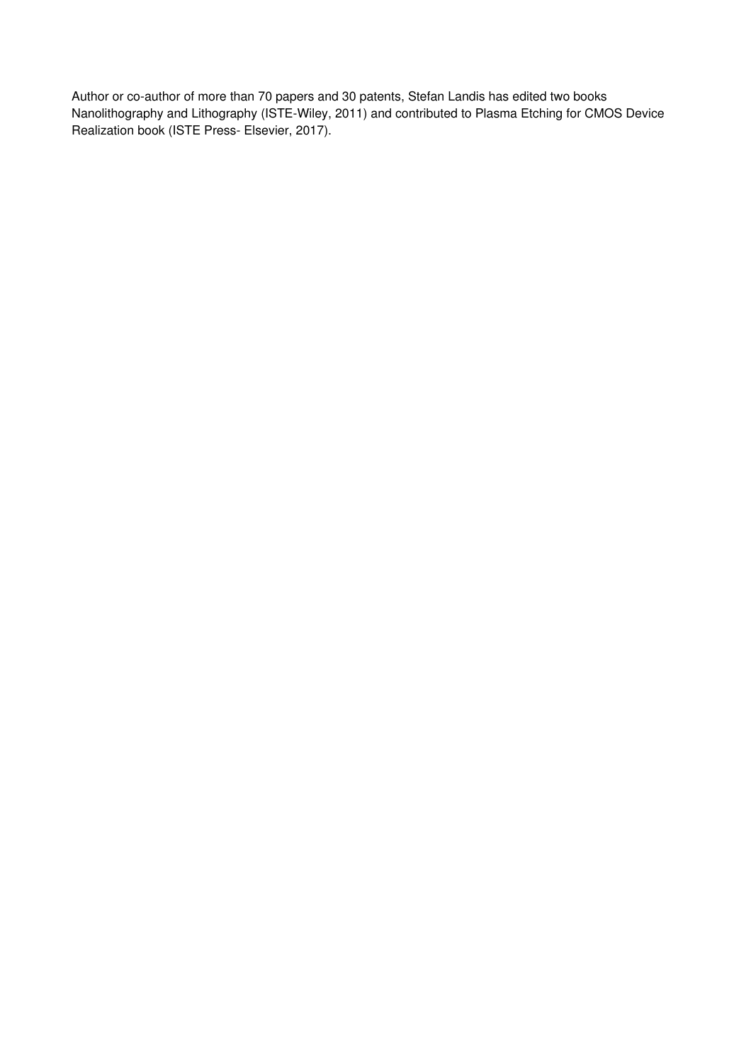Author or co-author of more than 70 papers and 30 patents, Stefan Landis has edited two books Nanolithography and Lithography (ISTE-Wiley, 2011) and contributed to Plasma Etching for CMOS Device Realization book (ISTE Press- Elsevier, 2017).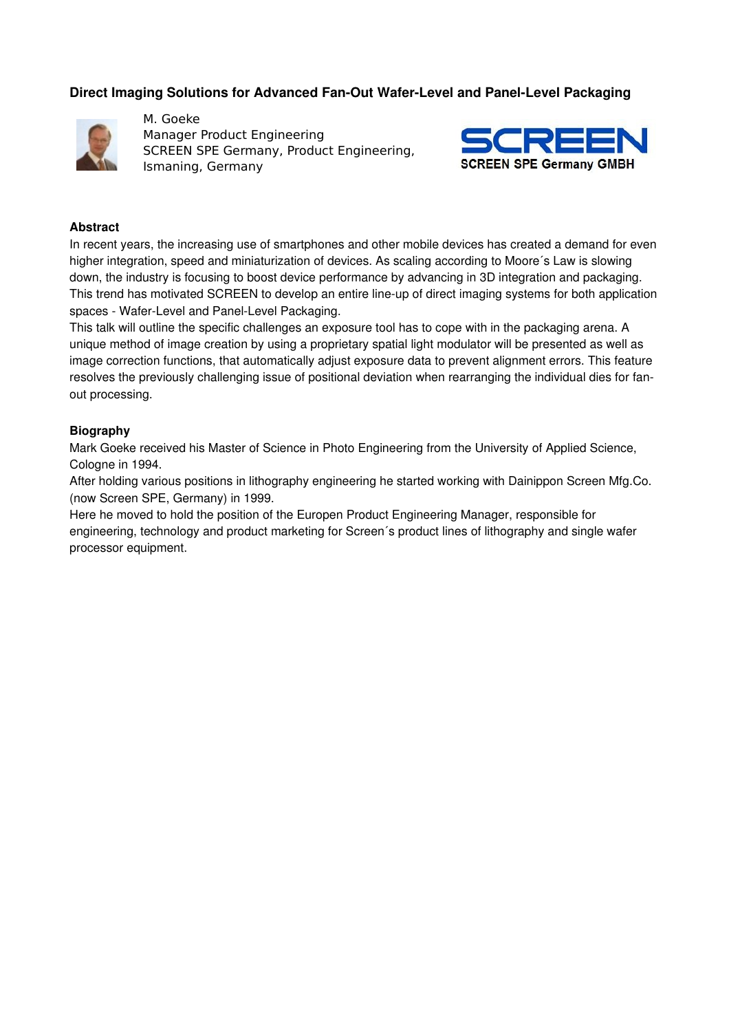## Direct Imaging Solutions for Advanced Fan-Out Wafer-Level and Panel-Level Packaging

M. Goeke
Manager Product Engineering
SCREEN SPE Germany, Product Engineering,
Ismaning, Germany

SCREEN
SCREEN SPE Germany GMBH

### Abstract

In recent years, the increasing use of smartphones and other mobile devices has created a demand for even higher integration, speed and miniaturization of devices. As scaling according to Moore´s Law is slowing down, the industry is focusing to boost device performance by advancing in 3D integration and packaging. This trend has motivated SCREEN to develop an entire line-up of direct imaging systems for both application spaces - Wafer-Level and Panel-Level Packaging.

This talk will outline the specific challenges an exposure tool has to cope with in the packaging arena. A unique method of image creation by using a proprietary spatial light modulator will be presented as well as image correction functions, that automatically adjust exposure data to prevent alignment errors. This feature resolves the previously challenging issue of positional deviation when rearranging the individual dies for fan-out processing.

### Biography

Mark Goeke received his Master of Science in Photo Engineering from the University of Applied Science, Cologne in 1994.

After holding various positions in lithography engineering he started working with Dainippon Screen Mfg.Co. (now Screen SPE, Germany) in 1999.

Here he moved to hold the position of the Europen Product Engineering Manager, responsible for engineering, technology and product marketing for Screen´s product lines of lithography and single wafer processor equipment.